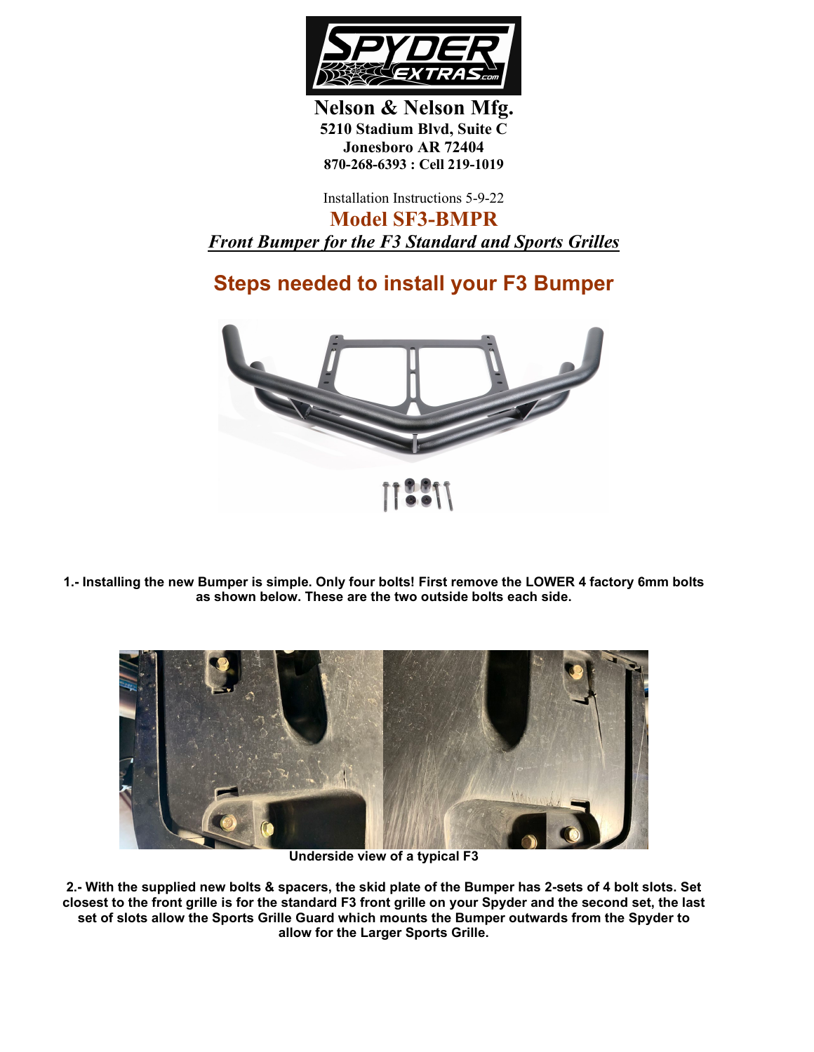**Nelson & Nelson Mfg.**
**5210 Stadium Blvd, Suite C**
**Jonesboro AR 72404**
**870-268-6393 : Cell 219-1019**

Installation Instructions 5-9-22

# Model SF3-BMPR

***Front Bumper for the F3 Standard and Sports Grilles***

## Steps needed to install your F3 Bumper

**1.- Installing the new Bumper is simple. Only four bolts! First remove the LOWER 4 factory 6mm bolts as shown below. These are the two outside bolts each side.**

**Underside view of a typical F3**

**2.- With the supplied new bolts & spacers, the skid plate of the Bumper has 2-sets of 4 bolt slots. Set closest to the front grille is for the standard F3 front grille on your Spyder and the second set, the last set of slots allow the Sports Grille Guard which mounts the Bumper outwards from the Spyder to allow for the Larger Sports Grille.**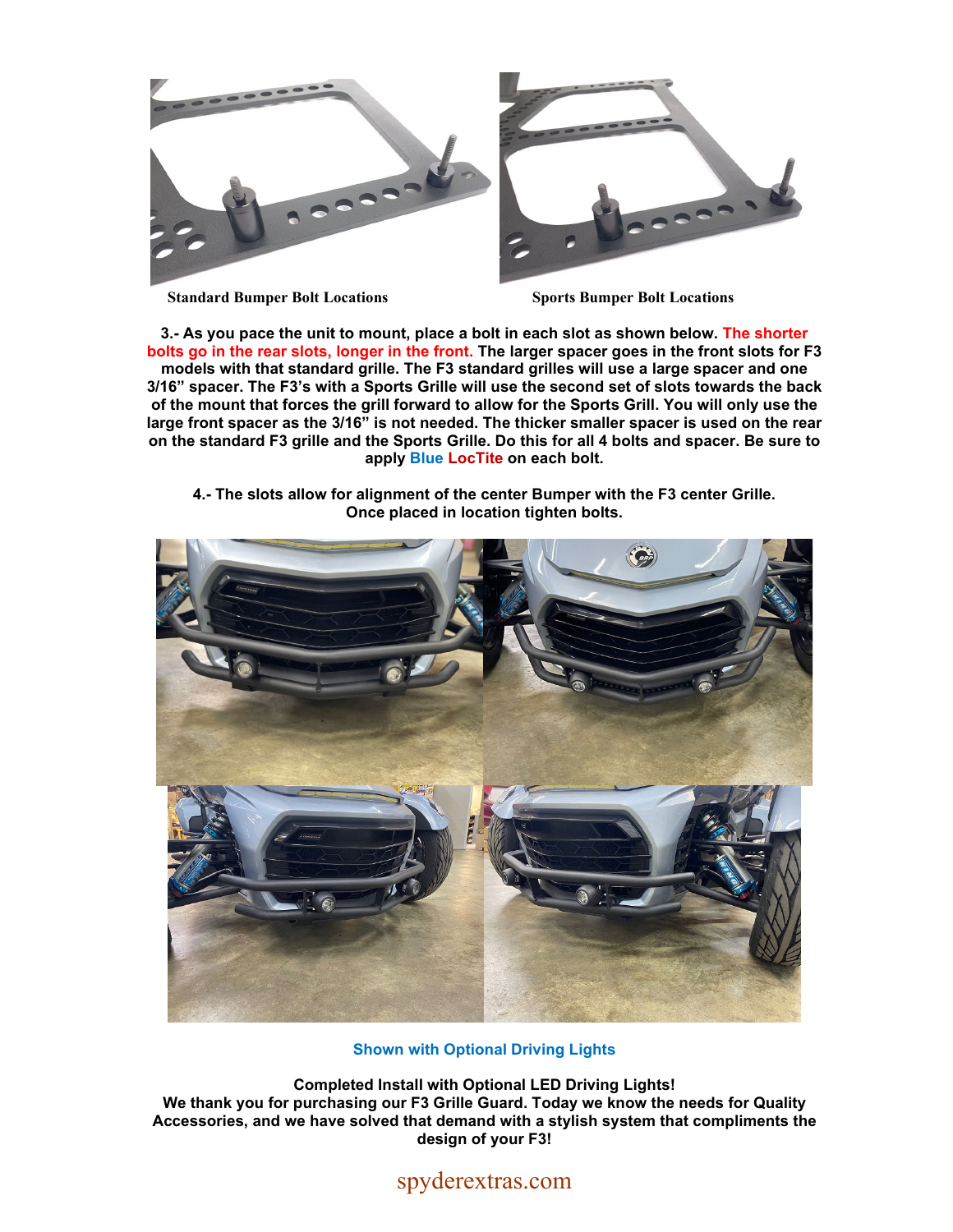Standard Bumper Bolt Locations

Sports Bumper Bolt Locations

**3.- As you pace the unit to mount, place a bolt in each slot as shown below. The shorter bolts go in the rear slots, longer in the front. The larger spacer goes in the front slots for F3 models with that standard grille. The F3 standard grilles will use a large spacer and one 3/16" spacer. The F3's with a Sports Grille will use the second set of slots towards the back of the mount that forces the grill forward to allow for the Sports Grill. You will only use the large front spacer as the 3/16" is not needed. The thicker smaller spacer is used on the rear on the standard F3 grille and the Sports Grille. Do this for all 4 bolts and spacer. Be sure to apply Blue LocTite on each bolt.**

**4.- The slots allow for alignment of the center Bumper with the F3 center Grille. Once placed in location tighten bolts.**

**Shown with Optional Driving Lights**

**Completed Install with Optional LED Driving Lights!**
**We thank you for purchasing our F3 Grille Guard. Today we know the needs for Quality Accessories, and we have solved that demand with a stylish system that compliments the design of your F3!**

spyderextras.com